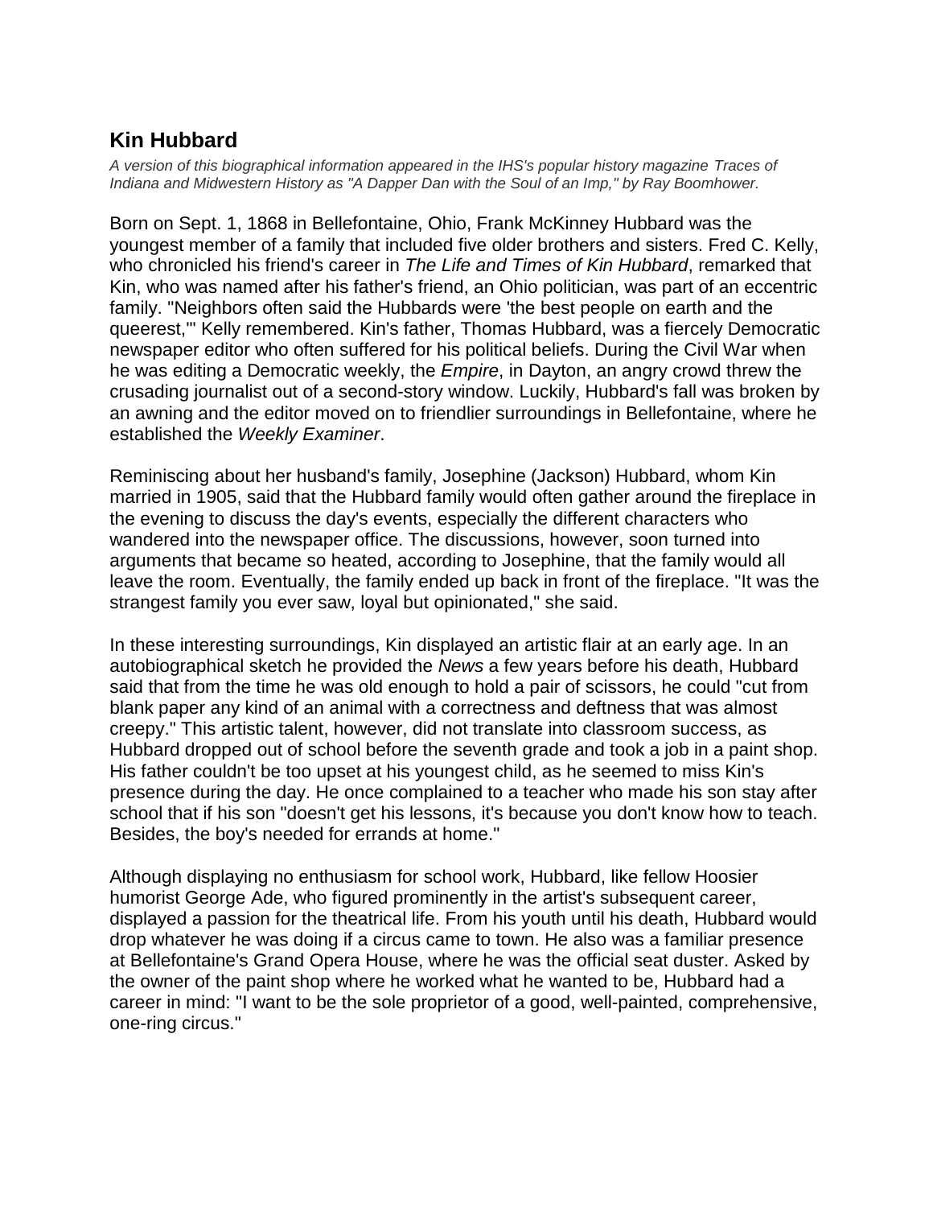## Kin Hubbard

*A version of this biographical information appeared in the IHS's popular history magazine Traces of Indiana and Midwestern History as "A Dapper Dan with the Soul of an Imp," by Ray Boomhower.*

Born on Sept. 1, 1868 in Bellefontaine, Ohio, Frank McKinney Hubbard was the youngest member of a family that included five older brothers and sisters. Fred C. Kelly, who chronicled his friend's career in *The Life and Times of Kin Hubbard*, remarked that Kin, who was named after his father's friend, an Ohio politician, was part of an eccentric family. "Neighbors often said the Hubbards were 'the best people on earth and the queerest,'" Kelly remembered. Kin's father, Thomas Hubbard, was a fiercely Democratic newspaper editor who often suffered for his political beliefs. During the Civil War when he was editing a Democratic weekly, the *Empire*, in Dayton, an angry crowd threw the crusading journalist out of a second-story window. Luckily, Hubbard's fall was broken by an awning and the editor moved on to friendlier surroundings in Bellefontaine, where he established the *Weekly Examiner*.

Reminiscing about her husband's family, Josephine (Jackson) Hubbard, whom Kin married in 1905, said that the Hubbard family would often gather around the fireplace in the evening to discuss the day's events, especially the different characters who wandered into the newspaper office. The discussions, however, soon turned into arguments that became so heated, according to Josephine, that the family would all leave the room. Eventually, the family ended up back in front of the fireplace. "It was the strangest family you ever saw, loyal but opinionated," she said.

In these interesting surroundings, Kin displayed an artistic flair at an early age. In an autobiographical sketch he provided the *News* a few years before his death, Hubbard said that from the time he was old enough to hold a pair of scissors, he could "cut from blank paper any kind of an animal with a correctness and deftness that was almost creepy." This artistic talent, however, did not translate into classroom success, as Hubbard dropped out of school before the seventh grade and took a job in a paint shop. His father couldn't be too upset at his youngest child, as he seemed to miss Kin's presence during the day. He once complained to a teacher who made his son stay after school that if his son "doesn't get his lessons, it's because you don't know how to teach. Besides, the boy's needed for errands at home."

Although displaying no enthusiasm for school work, Hubbard, like fellow Hoosier humorist George Ade, who figured prominently in the artist's subsequent career, displayed a passion for the theatrical life. From his youth until his death, Hubbard would drop whatever he was doing if a circus came to town. He also was a familiar presence at Bellefontaine's Grand Opera House, where he was the official seat duster. Asked by the owner of the paint shop where he worked what he wanted to be, Hubbard had a career in mind: "I want to be the sole proprietor of a good, well-painted, comprehensive, one-ring circus."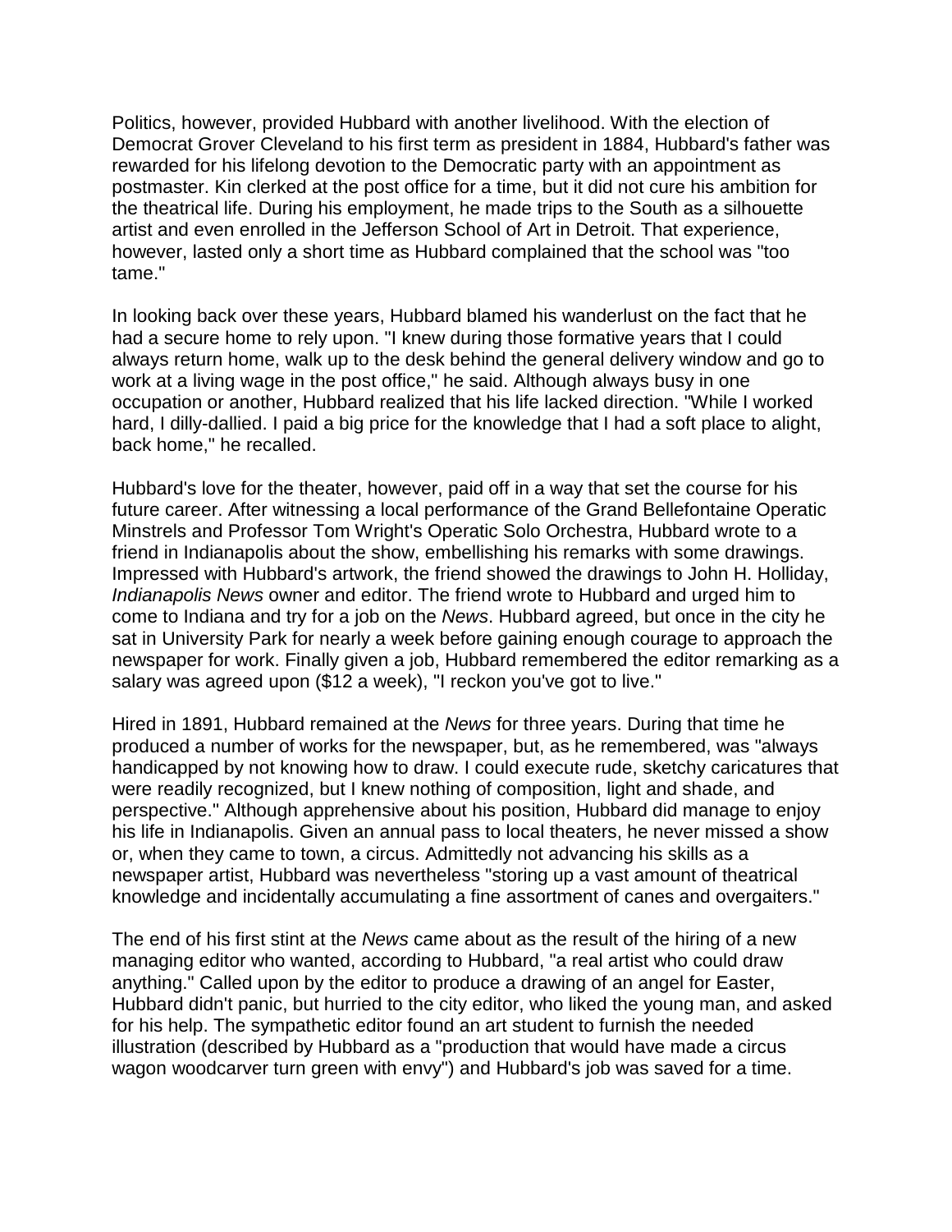Politics, however, provided Hubbard with another livelihood. With the election of Democrat Grover Cleveland to his first term as president in 1884, Hubbard's father was rewarded for his lifelong devotion to the Democratic party with an appointment as postmaster. Kin clerked at the post office for a time, but it did not cure his ambition for the theatrical life. During his employment, he made trips to the South as a silhouette artist and even enrolled in the Jefferson School of Art in Detroit. That experience, however, lasted only a short time as Hubbard complained that the school was "too tame."

In looking back over these years, Hubbard blamed his wanderlust on the fact that he had a secure home to rely upon. "I knew during those formative years that I could always return home, walk up to the desk behind the general delivery window and go to work at a living wage in the post office," he said. Although always busy in one occupation or another, Hubbard realized that his life lacked direction. "While I worked hard, I dilly-dallied. I paid a big price for the knowledge that I had a soft place to alight, back home," he recalled.

Hubbard's love for the theater, however, paid off in a way that set the course for his future career. After witnessing a local performance of the Grand Bellefontaine Operatic Minstrels and Professor Tom Wright's Operatic Solo Orchestra, Hubbard wrote to a friend in Indianapolis about the show, embellishing his remarks with some drawings. Impressed with Hubbard's artwork, the friend showed the drawings to John H. Holliday, *Indianapolis News* owner and editor. The friend wrote to Hubbard and urged him to come to Indiana and try for a job on the *News*. Hubbard agreed, but once in the city he sat in University Park for nearly a week before gaining enough courage to approach the newspaper for work. Finally given a job, Hubbard remembered the editor remarking as a salary was agreed upon ($12 a week), "I reckon you've got to live."

Hired in 1891, Hubbard remained at the *News* for three years. During that time he produced a number of works for the newspaper, but, as he remembered, was "always handicapped by not knowing how to draw. I could execute rude, sketchy caricatures that were readily recognized, but I knew nothing of composition, light and shade, and perspective." Although apprehensive about his position, Hubbard did manage to enjoy his life in Indianapolis. Given an annual pass to local theaters, he never missed a show or, when they came to town, a circus. Admittedly not advancing his skills as a newspaper artist, Hubbard was nevertheless "storing up a vast amount of theatrical knowledge and incidentally accumulating a fine assortment of canes and overgaiters."

The end of his first stint at the *News* came about as the result of the hiring of a new managing editor who wanted, according to Hubbard, "a real artist who could draw anything." Called upon by the editor to produce a drawing of an angel for Easter, Hubbard didn't panic, but hurried to the city editor, who liked the young man, and asked for his help. The sympathetic editor found an art student to furnish the needed illustration (described by Hubbard as a "production that would have made a circus wagon woodcarver turn green with envy") and Hubbard's job was saved for a time.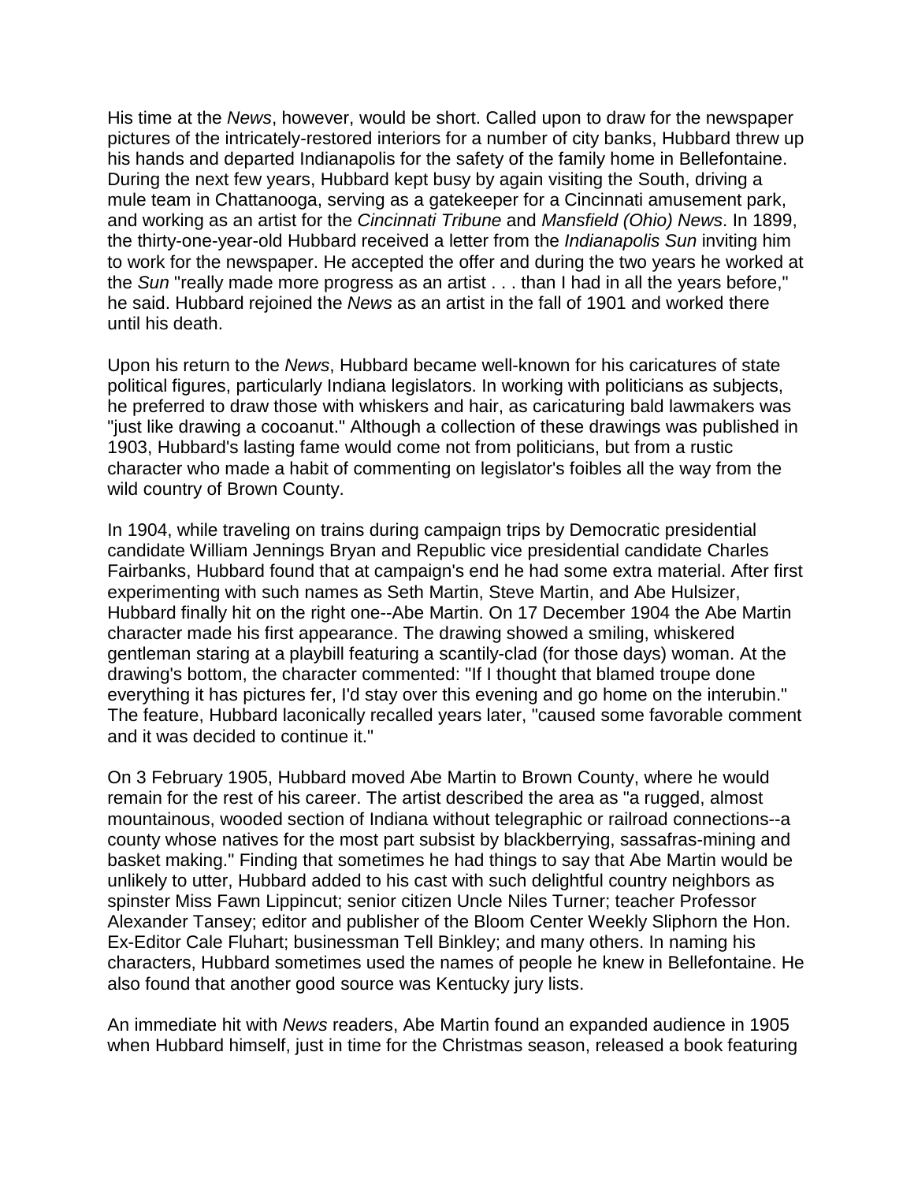His time at the *News*, however, would be short. Called upon to draw for the newspaper pictures of the intricately-restored interiors for a number of city banks, Hubbard threw up his hands and departed Indianapolis for the safety of the family home in Bellefontaine. During the next few years, Hubbard kept busy by again visiting the South, driving a mule team in Chattanooga, serving as a gatekeeper for a Cincinnati amusement park, and working as an artist for the *Cincinnati Tribune* and *Mansfield (Ohio) News*. In 1899, the thirty-one-year-old Hubbard received a letter from the *Indianapolis Sun* inviting him to work for the newspaper. He accepted the offer and during the two years he worked at the *Sun* "really made more progress as an artist . . . than I had in all the years before," he said. Hubbard rejoined the *News* as an artist in the fall of 1901 and worked there until his death.

Upon his return to the *News*, Hubbard became well-known for his caricatures of state political figures, particularly Indiana legislators. In working with politicians as subjects, he preferred to draw those with whiskers and hair, as caricaturing bald lawmakers was "just like drawing a cocoanut." Although a collection of these drawings was published in 1903, Hubbard's lasting fame would come not from politicians, but from a rustic character who made a habit of commenting on legislator's foibles all the way from the wild country of Brown County.

In 1904, while traveling on trains during campaign trips by Democratic presidential candidate William Jennings Bryan and Republic vice presidential candidate Charles Fairbanks, Hubbard found that at campaign's end he had some extra material. After first experimenting with such names as Seth Martin, Steve Martin, and Abe Hulsizer, Hubbard finally hit on the right one--Abe Martin. On 17 December 1904 the Abe Martin character made his first appearance. The drawing showed a smiling, whiskered gentleman staring at a playbill featuring a scantily-clad (for those days) woman. At the drawing's bottom, the character commented: "If I thought that blamed troupe done everything it has pictures fer, I'd stay over this evening and go home on the interubin." The feature, Hubbard laconically recalled years later, "caused some favorable comment and it was decided to continue it."

On 3 February 1905, Hubbard moved Abe Martin to Brown County, where he would remain for the rest of his career. The artist described the area as "a rugged, almost mountainous, wooded section of Indiana without telegraphic or railroad connections--a county whose natives for the most part subsist by blackberrying, sassafras-mining and basket making." Finding that sometimes he had things to say that Abe Martin would be unlikely to utter, Hubbard added to his cast with such delightful country neighbors as spinster Miss Fawn Lippincut; senior citizen Uncle Niles Turner; teacher Professor Alexander Tansey; editor and publisher of the Bloom Center Weekly Sliphorn the Hon. Ex-Editor Cale Fluhart; businessman Tell Binkley; and many others. In naming his characters, Hubbard sometimes used the names of people he knew in Bellefontaine. He also found that another good source was Kentucky jury lists.

An immediate hit with *News* readers, Abe Martin found an expanded audience in 1905 when Hubbard himself, just in time for the Christmas season, released a book featuring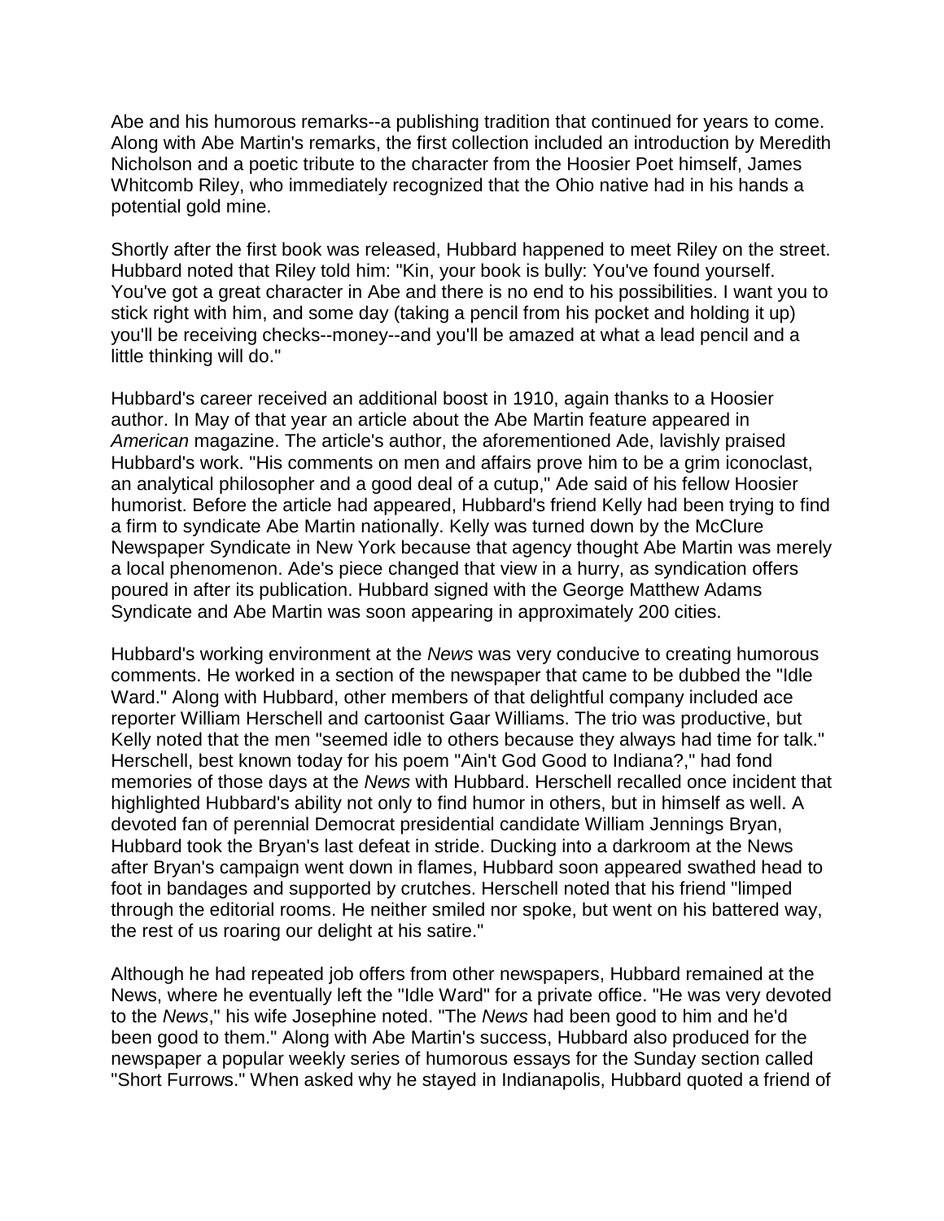Abe and his humorous remarks--a publishing tradition that continued for years to come. Along with Abe Martin's remarks, the first collection included an introduction by Meredith Nicholson and a poetic tribute to the character from the Hoosier Poet himself, James Whitcomb Riley, who immediately recognized that the Ohio native had in his hands a potential gold mine.

Shortly after the first book was released, Hubbard happened to meet Riley on the street. Hubbard noted that Riley told him: "Kin, your book is bully: You've found yourself. You've got a great character in Abe and there is no end to his possibilities. I want you to stick right with him, and some day (taking a pencil from his pocket and holding it up) you'll be receiving checks--money--and you'll be amazed at what a lead pencil and a little thinking will do."

Hubbard's career received an additional boost in 1910, again thanks to a Hoosier author. In May of that year an article about the Abe Martin feature appeared in *American* magazine. The article's author, the aforementioned Ade, lavishly praised Hubbard's work. "His comments on men and affairs prove him to be a grim iconoclast, an analytical philosopher and a good deal of a cutup," Ade said of his fellow Hoosier humorist. Before the article had appeared, Hubbard's friend Kelly had been trying to find a firm to syndicate Abe Martin nationally. Kelly was turned down by the McClure Newspaper Syndicate in New York because that agency thought Abe Martin was merely a local phenomenon. Ade's piece changed that view in a hurry, as syndication offers poured in after its publication. Hubbard signed with the George Matthew Adams Syndicate and Abe Martin was soon appearing in approximately 200 cities.

Hubbard's working environment at the *News* was very conducive to creating humorous comments. He worked in a section of the newspaper that came to be dubbed the "Idle Ward." Along with Hubbard, other members of that delightful company included ace reporter William Herschell and cartoonist Gaar Williams. The trio was productive, but Kelly noted that the men "seemed idle to others because they always had time for talk." Herschell, best known today for his poem "Ain't God Good to Indiana?," had fond memories of those days at the *News* with Hubbard. Herschell recalled once incident that highlighted Hubbard's ability not only to find humor in others, but in himself as well. A devoted fan of perennial Democrat presidential candidate William Jennings Bryan, Hubbard took the Bryan's last defeat in stride. Ducking into a darkroom at the News after Bryan's campaign went down in flames, Hubbard soon appeared swathed head to foot in bandages and supported by crutches. Herschell noted that his friend "limped through the editorial rooms. He neither smiled nor spoke, but went on his battered way, the rest of us roaring our delight at his satire."

Although he had repeated job offers from other newspapers, Hubbard remained at the News, where he eventually left the "Idle Ward" for a private office. "He was very devoted to the *News*," his wife Josephine noted. "The *News* had been good to him and he'd been good to them." Along with Abe Martin's success, Hubbard also produced for the newspaper a popular weekly series of humorous essays for the Sunday section called "Short Furrows." When asked why he stayed in Indianapolis, Hubbard quoted a friend of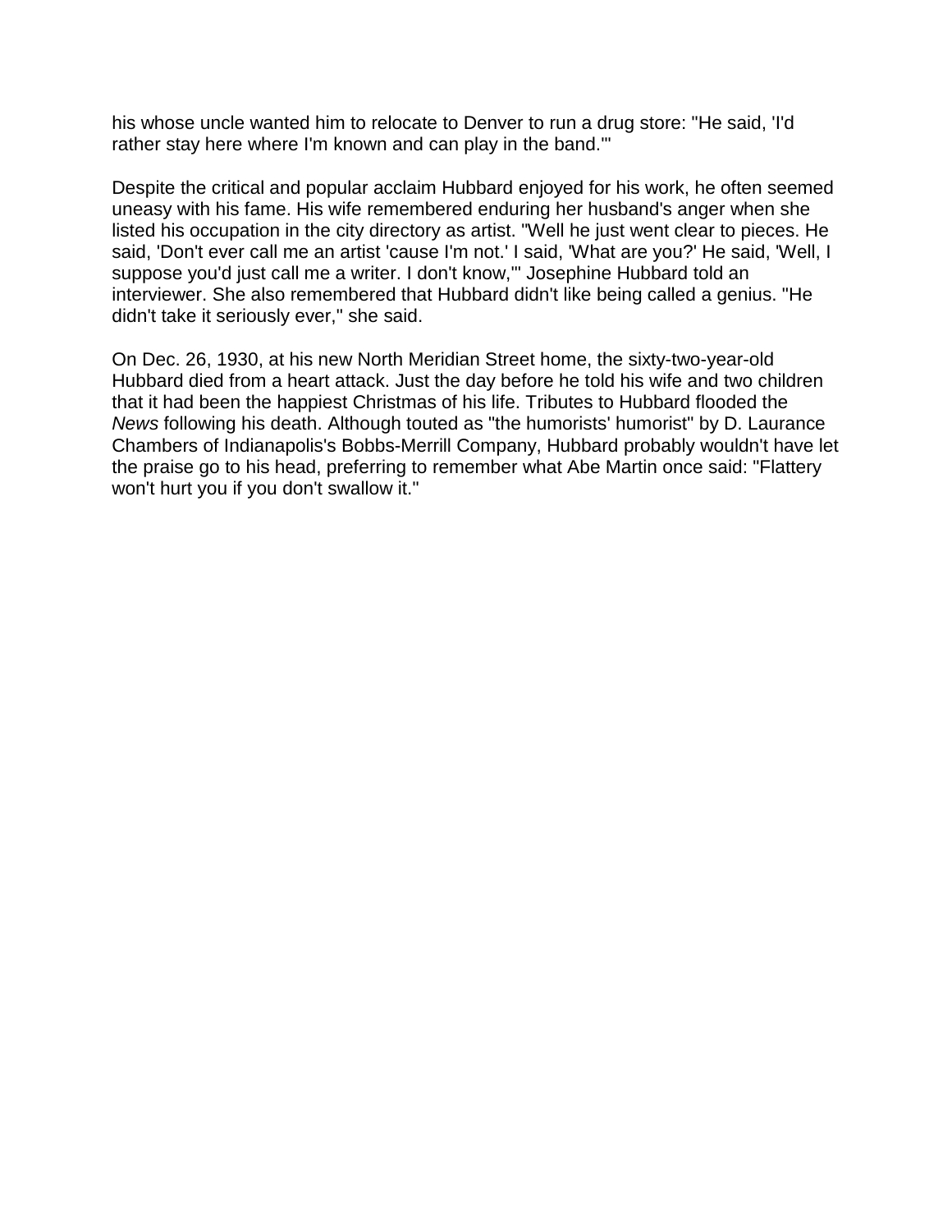his whose uncle wanted him to relocate to Denver to run a drug store: "He said, 'I'd rather stay here where I'm known and can play in the band.'"

Despite the critical and popular acclaim Hubbard enjoyed for his work, he often seemed uneasy with his fame. His wife remembered enduring her husband's anger when she listed his occupation in the city directory as artist. "Well he just went clear to pieces. He said, 'Don't ever call me an artist 'cause I'm not.' I said, 'What are you?' He said, 'Well, I suppose you'd just call me a writer. I don't know,'" Josephine Hubbard told an interviewer. She also remembered that Hubbard didn't like being called a genius. "He didn't take it seriously ever," she said.

On Dec. 26, 1930, at his new North Meridian Street home, the sixty-two-year-old Hubbard died from a heart attack. Just the day before he told his wife and two children that it had been the happiest Christmas of his life. Tributes to Hubbard flooded the *News* following his death. Although touted as "the humorists' humorist" by D. Laurance Chambers of Indianapolis's Bobbs-Merrill Company, Hubbard probably wouldn't have let the praise go to his head, preferring to remember what Abe Martin once said: "Flattery won't hurt you if you don't swallow it."